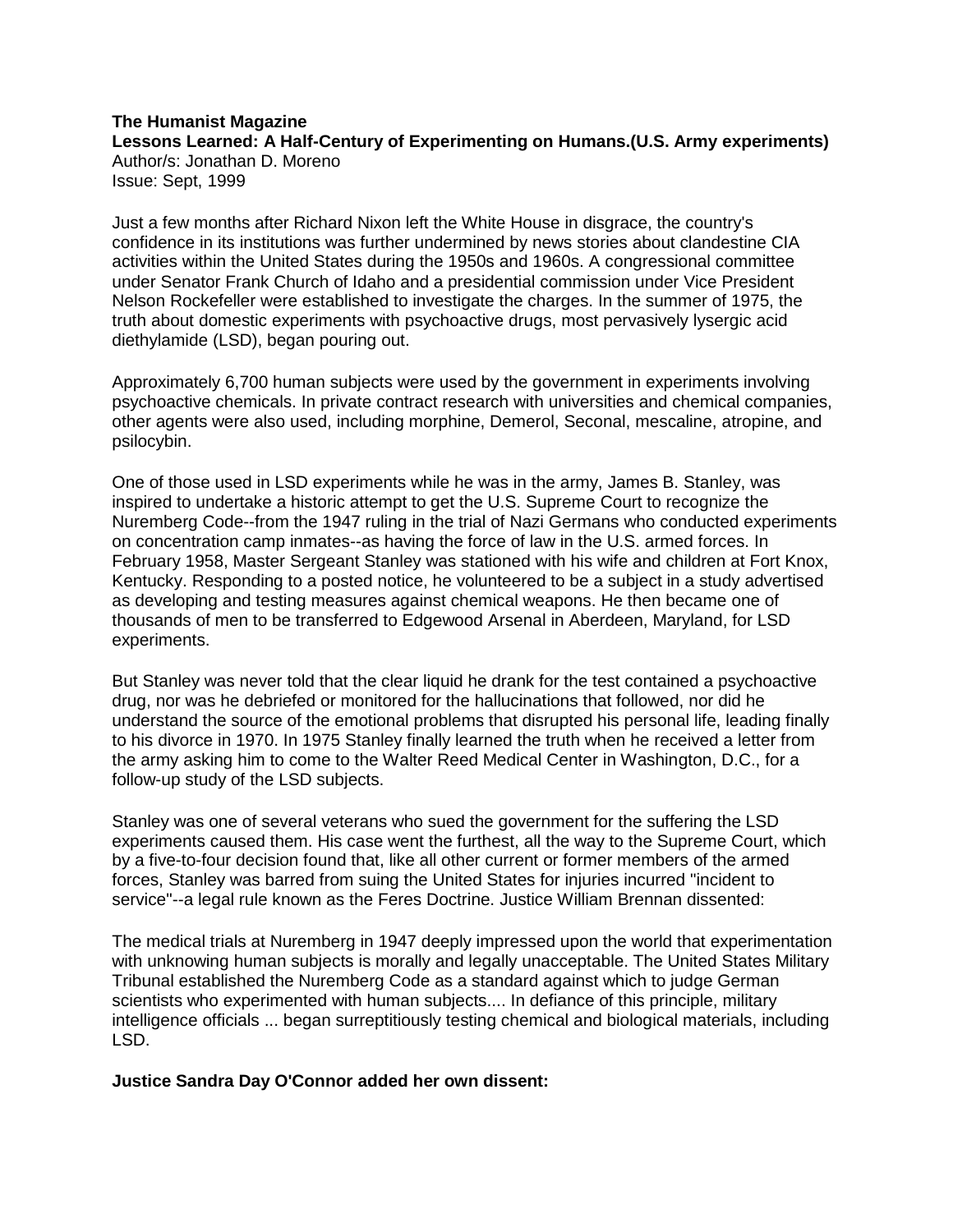**The Humanist Magazine**
**Lessons Learned: A Half-Century of Experimenting on Humans.(U.S. Army experiments)**
Author/s: Jonathan D. Moreno
Issue: Sept, 1999

Just a few months after Richard Nixon left the White House in disgrace, the country's confidence in its institutions was further undermined by news stories about clandestine CIA activities within the United States during the 1950s and 1960s. A congressional committee under Senator Frank Church of Idaho and a presidential commission under Vice President Nelson Rockefeller were established to investigate the charges. In the summer of 1975, the truth about domestic experiments with psychoactive drugs, most pervasively lysergic acid diethylamide (LSD), began pouring out.

Approximately 6,700 human subjects were used by the government in experiments involving psychoactive chemicals. In private contract research with universities and chemical companies, other agents were also used, including morphine, Demerol, Seconal, mescaline, atropine, and psilocybin.

One of those used in LSD experiments while he was in the army, James B. Stanley, was inspired to undertake a historic attempt to get the U.S. Supreme Court to recognize the Nuremberg Code--from the 1947 ruling in the trial of Nazi Germans who conducted experiments on concentration camp inmates--as having the force of law in the U.S. armed forces. In February 1958, Master Sergeant Stanley was stationed with his wife and children at Fort Knox, Kentucky. Responding to a posted notice, he volunteered to be a subject in a study advertised as developing and testing measures against chemical weapons. He then became one of thousands of men to be transferred to Edgewood Arsenal in Aberdeen, Maryland, for LSD experiments.

But Stanley was never told that the clear liquid he drank for the test contained a psychoactive drug, nor was he debriefed or monitored for the hallucinations that followed, nor did he understand the source of the emotional problems that disrupted his personal life, leading finally to his divorce in 1970. In 1975 Stanley finally learned the truth when he received a letter from the army asking him to come to the Walter Reed Medical Center in Washington, D.C., for a follow-up study of the LSD subjects.

Stanley was one of several veterans who sued the government for the suffering the LSD experiments caused them. His case went the furthest, all the way to the Supreme Court, which by a five-to-four decision found that, like all other current or former members of the armed forces, Stanley was barred from suing the United States for injuries incurred "incident to service"--a legal rule known as the Feres Doctrine. Justice William Brennan dissented:

The medical trials at Nuremberg in 1947 deeply impressed upon the world that experimentation with unknowing human subjects is morally and legally unacceptable. The United States Military Tribunal established the Nuremberg Code as a standard against which to judge German scientists who experimented with human subjects.... In defiance of this principle, military intelligence officials ... began surreptitiously testing chemical and biological materials, including LSD.

**Justice Sandra Day O'Connor added her own dissent:**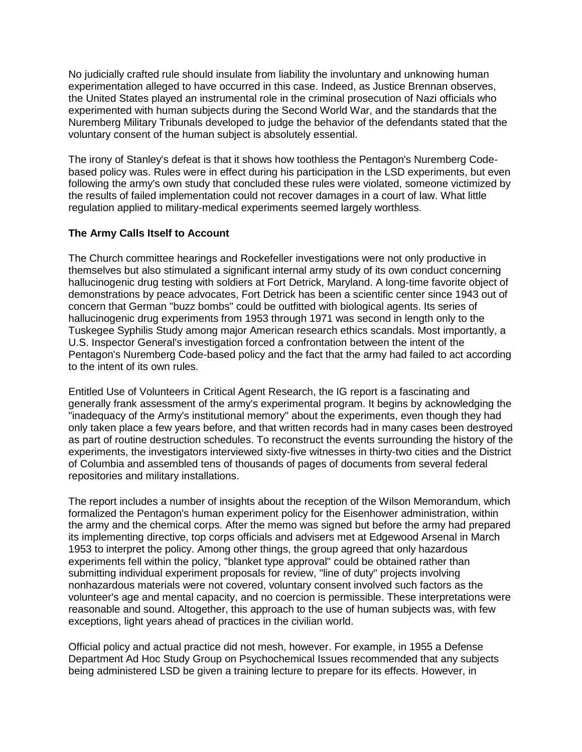No judicially crafted rule should insulate from liability the involuntary and unknowing human experimentation alleged to have occurred in this case. Indeed, as Justice Brennan observes, the United States played an instrumental role in the criminal prosecution of Nazi officials who experimented with human subjects during the Second World War, and the standards that the Nuremberg Military Tribunals developed to judge the behavior of the defendants stated that the voluntary consent of the human subject is absolutely essential.

The irony of Stanley's defeat is that it shows how toothless the Pentagon's Nuremberg Code-based policy was. Rules were in effect during his participation in the LSD experiments, but even following the army's own study that concluded these rules were violated, someone victimized by the results of failed implementation could not recover damages in a court of law. What little regulation applied to military-medical experiments seemed largely worthless.

**The Army Calls Itself to Account**

The Church committee hearings and Rockefeller investigations were not only productive in themselves but also stimulated a significant internal army study of its own conduct concerning hallucinogenic drug testing with soldiers at Fort Detrick, Maryland. A long-time favorite object of demonstrations by peace advocates, Fort Detrick has been a scientific center since 1943 out of concern that German "buzz bombs" could be outfitted with biological agents. Its series of hallucinogenic drug experiments from 1953 through 1971 was second in length only to the Tuskegee Syphilis Study among major American research ethics scandals. Most importantly, a U.S. Inspector General's investigation forced a confrontation between the intent of the Pentagon's Nuremberg Code-based policy and the fact that the army had failed to act according to the intent of its own rules.

Entitled Use of Volunteers in Critical Agent Research, the IG report is a fascinating and generally frank assessment of the army's experimental program. It begins by acknowledging the "inadequacy of the Army's institutional memory" about the experiments, even though they had only taken place a few years before, and that written records had in many cases been destroyed as part of routine destruction schedules. To reconstruct the events surrounding the history of the experiments, the investigators interviewed sixty-five witnesses in thirty-two cities and the District of Columbia and assembled tens of thousands of pages of documents from several federal repositories and military installations.

The report includes a number of insights about the reception of the Wilson Memorandum, which formalized the Pentagon's human experiment policy for the Eisenhower administration, within the army and the chemical corps. After the memo was signed but before the army had prepared its implementing directive, top corps officials and advisers met at Edgewood Arsenal in March 1953 to interpret the policy. Among other things, the group agreed that only hazardous experiments fell within the policy, "blanket type approval" could be obtained rather than submitting individual experiment proposals for review, "line of duty" projects involving nonhazardous materials were not covered, voluntary consent involved such factors as the volunteer's age and mental capacity, and no coercion is permissible. These interpretations were reasonable and sound. Altogether, this approach to the use of human subjects was, with few exceptions, light years ahead of practices in the civilian world.

Official policy and actual practice did not mesh, however. For example, in 1955 a Defense Department Ad Hoc Study Group on Psychochemical Issues recommended that any subjects being administered LSD be given a training lecture to prepare for its effects. However, in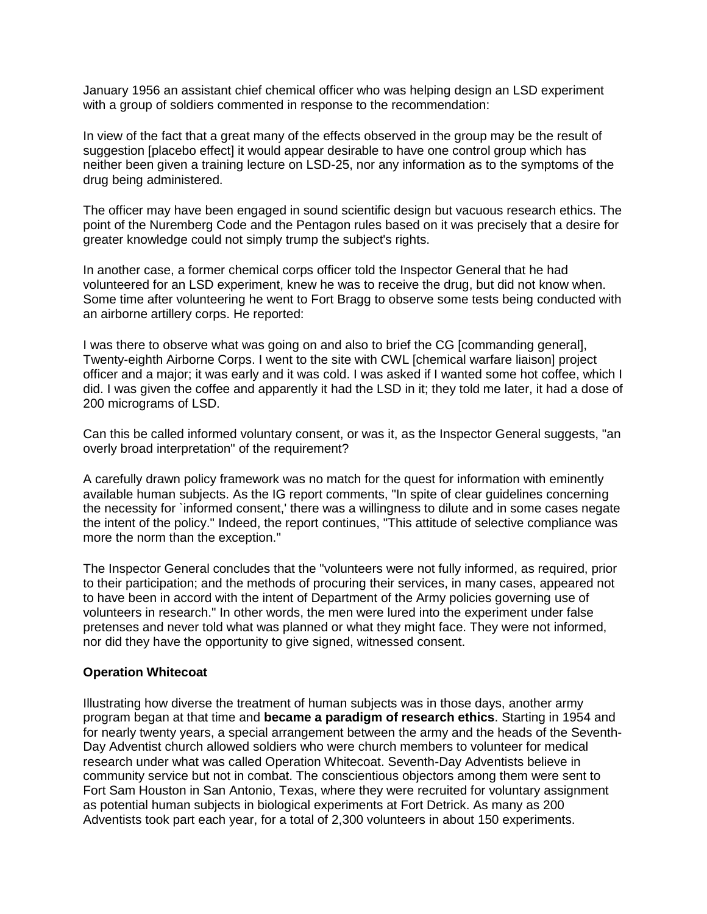January 1956 an assistant chief chemical officer who was helping design an LSD experiment with a group of soldiers commented in response to the recommendation:

In view of the fact that a great many of the effects observed in the group may be the result of suggestion [placebo effect] it would appear desirable to have one control group which has neither been given a training lecture on LSD-25, nor any information as to the symptoms of the drug being administered.

The officer may have been engaged in sound scientific design but vacuous research ethics. The point of the Nuremberg Code and the Pentagon rules based on it was precisely that a desire for greater knowledge could not simply trump the subject's rights.

In another case, a former chemical corps officer told the Inspector General that he had volunteered for an LSD experiment, knew he was to receive the drug, but did not know when. Some time after volunteering he went to Fort Bragg to observe some tests being conducted with an airborne artillery corps. He reported:

I was there to observe what was going on and also to brief the CG [commanding general], Twenty-eighth Airborne Corps. I went to the site with CWL [chemical warfare liaison] project officer and a major; it was early and it was cold. I was asked if I wanted some hot coffee, which I did. I was given the coffee and apparently it had the LSD in it; they told me later, it had a dose of 200 micrograms of LSD.

Can this be called informed voluntary consent, or was it, as the Inspector General suggests, "an overly broad interpretation" of the requirement?

A carefully drawn policy framework was no match for the quest for information with eminently available human subjects. As the IG report comments, "In spite of clear guidelines concerning the necessity for `informed consent,' there was a willingness to dilute and in some cases negate the intent of the policy." Indeed, the report continues, "This attitude of selective compliance was more the norm than the exception."

The Inspector General concludes that the "volunteers were not fully informed, as required, prior to their participation; and the methods of procuring their services, in many cases, appeared not to have been in accord with the intent of Department of the Army policies governing use of volunteers in research." In other words, the men were lured into the experiment under false pretenses and never told what was planned or what they might face. They were not informed, nor did they have the opportunity to give signed, witnessed consent.

**Operation Whitecoat**

Illustrating how diverse the treatment of human subjects was in those days, another army program began at that time and **became a paradigm of research ethics**. Starting in 1954 and for nearly twenty years, a special arrangement between the army and the heads of the Seventh-Day Adventist church allowed soldiers who were church members to volunteer for medical research under what was called Operation Whitecoat. Seventh-Day Adventists believe in community service but not in combat. The conscientious objectors among them were sent to Fort Sam Houston in San Antonio, Texas, where they were recruited for voluntary assignment as potential human subjects in biological experiments at Fort Detrick. As many as 200 Adventists took part each year, for a total of 2,300 volunteers in about 150 experiments.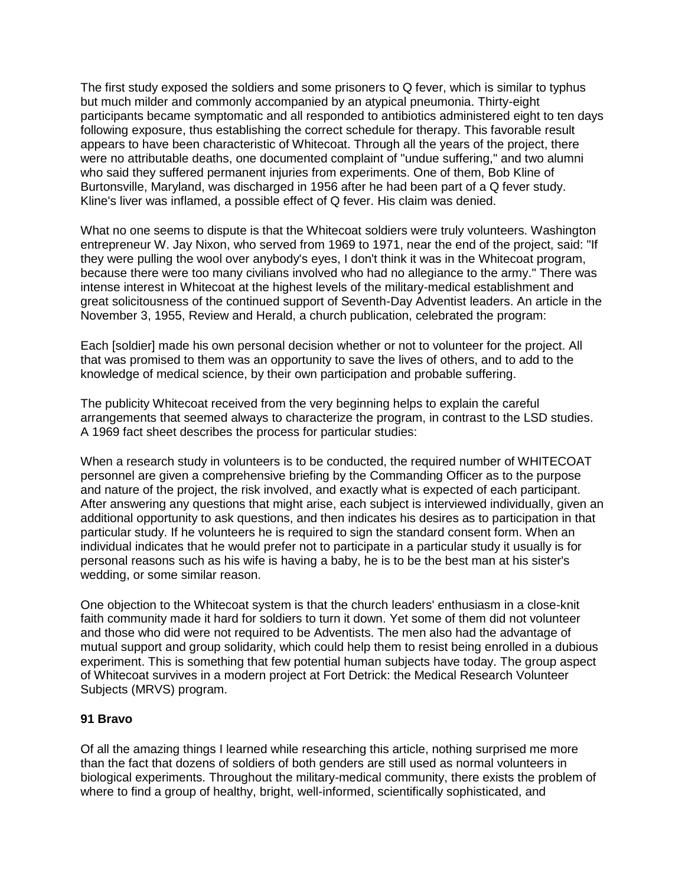The first study exposed the soldiers and some prisoners to Q fever, which is similar to typhus but much milder and commonly accompanied by an atypical pneumonia. Thirty-eight participants became symptomatic and all responded to antibiotics administered eight to ten days following exposure, thus establishing the correct schedule for therapy. This favorable result appears to have been characteristic of Whitecoat. Through all the years of the project, there were no attributable deaths, one documented complaint of "undue suffering," and two alumni who said they suffered permanent injuries from experiments. One of them, Bob Kline of Burtonsville, Maryland, was discharged in 1956 after he had been part of a Q fever study. Kline's liver was inflamed, a possible effect of Q fever. His claim was denied.

What no one seems to dispute is that the Whitecoat soldiers were truly volunteers. Washington entrepreneur W. Jay Nixon, who served from 1969 to 1971, near the end of the project, said: "If they were pulling the wool over anybody's eyes, I don't think it was in the Whitecoat program, because there were too many civilians involved who had no allegiance to the army." There was intense interest in Whitecoat at the highest levels of the military-medical establishment and great solicitousness of the continued support of Seventh-Day Adventist leaders. An article in the November 3, 1955, Review and Herald, a church publication, celebrated the program:

Each [soldier] made his own personal decision whether or not to volunteer for the project. All that was promised to them was an opportunity to save the lives of others, and to add to the knowledge of medical science, by their own participation and probable suffering.

The publicity Whitecoat received from the very beginning helps to explain the careful arrangements that seemed always to characterize the program, in contrast to the LSD studies. A 1969 fact sheet describes the process for particular studies:

When a research study in volunteers is to be conducted, the required number of WHITECOAT personnel are given a comprehensive briefing by the Commanding Officer as to the purpose and nature of the project, the risk involved, and exactly what is expected of each participant. After answering any questions that might arise, each subject is interviewed individually, given an additional opportunity to ask questions, and then indicates his desires as to participation in that particular study. If he volunteers he is required to sign the standard consent form. When an individual indicates that he would prefer not to participate in a particular study it usually is for personal reasons such as his wife is having a baby, he is to be the best man at his sister's wedding, or some similar reason.

One objection to the Whitecoat system is that the church leaders' enthusiasm in a close-knit faith community made it hard for soldiers to turn it down. Yet some of them did not volunteer and those who did were not required to be Adventists. The men also had the advantage of mutual support and group solidarity, which could help them to resist being enrolled in a dubious experiment. This is something that few potential human subjects have today. The group aspect of Whitecoat survives in a modern project at Fort Detrick: the Medical Research Volunteer Subjects (MRVS) program.

**91 Bravo**

Of all the amazing things I learned while researching this article, nothing surprised me more than the fact that dozens of soldiers of both genders are still used as normal volunteers in biological experiments. Throughout the military-medical community, there exists the problem of where to find a group of healthy, bright, well-informed, scientifically sophisticated, and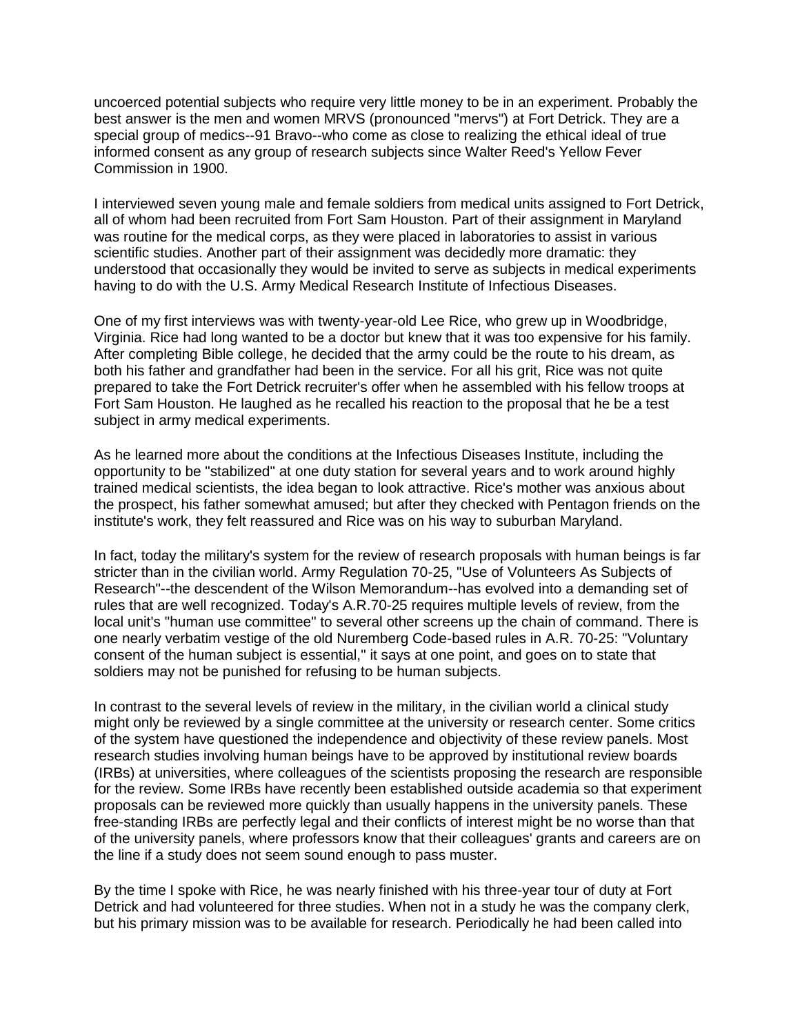uncoerced potential subjects who require very little money to be in an experiment. Probably the best answer is the men and women MRVS (pronounced "mervs") at Fort Detrick. They are a special group of medics--91 Bravo--who come as close to realizing the ethical ideal of true informed consent as any group of research subjects since Walter Reed's Yellow Fever Commission in 1900.

I interviewed seven young male and female soldiers from medical units assigned to Fort Detrick, all of whom had been recruited from Fort Sam Houston. Part of their assignment in Maryland was routine for the medical corps, as they were placed in laboratories to assist in various scientific studies. Another part of their assignment was decidedly more dramatic: they understood that occasionally they would be invited to serve as subjects in medical experiments having to do with the U.S. Army Medical Research Institute of Infectious Diseases.

One of my first interviews was with twenty-year-old Lee Rice, who grew up in Woodbridge, Virginia. Rice had long wanted to be a doctor but knew that it was too expensive for his family. After completing Bible college, he decided that the army could be the route to his dream, as both his father and grandfather had been in the service. For all his grit, Rice was not quite prepared to take the Fort Detrick recruiter's offer when he assembled with his fellow troops at Fort Sam Houston. He laughed as he recalled his reaction to the proposal that he be a test subject in army medical experiments.

As he learned more about the conditions at the Infectious Diseases Institute, including the opportunity to be "stabilized" at one duty station for several years and to work around highly trained medical scientists, the idea began to look attractive. Rice's mother was anxious about the prospect, his father somewhat amused; but after they checked with Pentagon friends on the institute's work, they felt reassured and Rice was on his way to suburban Maryland.

In fact, today the military's system for the review of research proposals with human beings is far stricter than in the civilian world. Army Regulation 70-25, "Use of Volunteers As Subjects of Research"--the descendent of the Wilson Memorandum--has evolved into a demanding set of rules that are well recognized. Today's A.R.70-25 requires multiple levels of review, from the local unit's "human use committee" to several other screens up the chain of command. There is one nearly verbatim vestige of the old Nuremberg Code-based rules in A.R. 70-25: "Voluntary consent of the human subject is essential," it says at one point, and goes on to state that soldiers may not be punished for refusing to be human subjects.

In contrast to the several levels of review in the military, in the civilian world a clinical study might only be reviewed by a single committee at the university or research center. Some critics of the system have questioned the independence and objectivity of these review panels. Most research studies involving human beings have to be approved by institutional review boards (IRBs) at universities, where colleagues of the scientists proposing the research are responsible for the review. Some IRBs have recently been established outside academia so that experiment proposals can be reviewed more quickly than usually happens in the university panels. These free-standing IRBs are perfectly legal and their conflicts of interest might be no worse than that of the university panels, where professors know that their colleagues' grants and careers are on the line if a study does not seem sound enough to pass muster.

By the time I spoke with Rice, he was nearly finished with his three-year tour of duty at Fort Detrick and had volunteered for three studies. When not in a study he was the company clerk, but his primary mission was to be available for research. Periodically he had been called into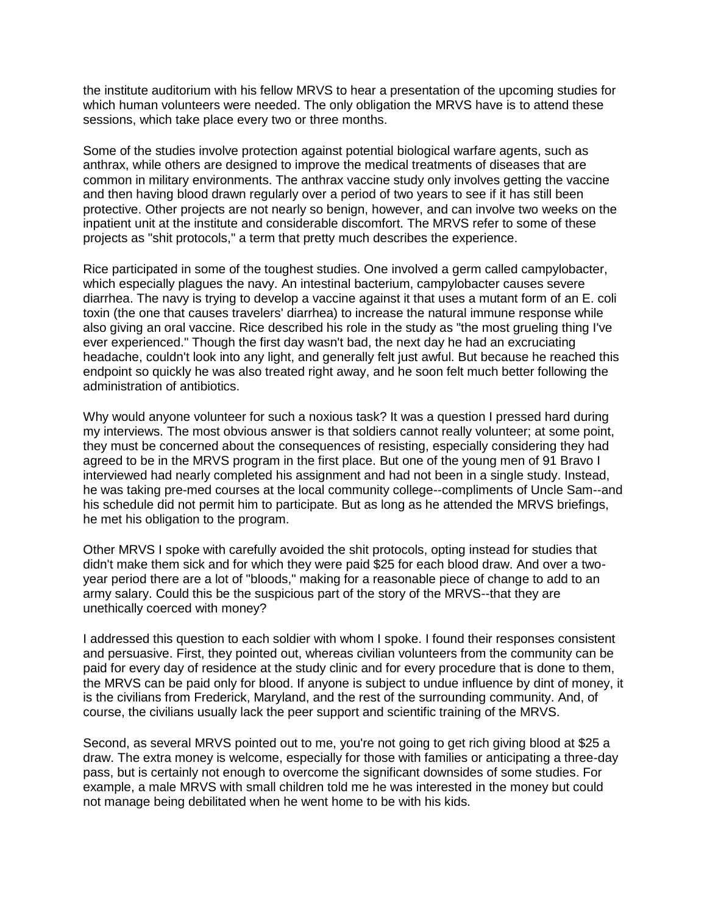the institute auditorium with his fellow MRVS to hear a presentation of the upcoming studies for which human volunteers were needed. The only obligation the MRVS have is to attend these sessions, which take place every two or three months.

Some of the studies involve protection against potential biological warfare agents, such as anthrax, while others are designed to improve the medical treatments of diseases that are common in military environments. The anthrax vaccine study only involves getting the vaccine and then having blood drawn regularly over a period of two years to see if it has still been protective. Other projects are not nearly so benign, however, and can involve two weeks on the inpatient unit at the institute and considerable discomfort. The MRVS refer to some of these projects as "shit protocols," a term that pretty much describes the experience.

Rice participated in some of the toughest studies. One involved a germ called campylobacter, which especially plagues the navy. An intestinal bacterium, campylobacter causes severe diarrhea. The navy is trying to develop a vaccine against it that uses a mutant form of an E. coli toxin (the one that causes travelers' diarrhea) to increase the natural immune response while also giving an oral vaccine. Rice described his role in the study as "the most grueling thing I've ever experienced." Though the first day wasn't bad, the next day he had an excruciating headache, couldn't look into any light, and generally felt just awful. But because he reached this endpoint so quickly he was also treated right away, and he soon felt much better following the administration of antibiotics.

Why would anyone volunteer for such a noxious task? It was a question I pressed hard during my interviews. The most obvious answer is that soldiers cannot really volunteer; at some point, they must be concerned about the consequences of resisting, especially considering they had agreed to be in the MRVS program in the first place. But one of the young men of 91 Bravo I interviewed had nearly completed his assignment and had not been in a single study. Instead, he was taking pre-med courses at the local community college--compliments of Uncle Sam--and his schedule did not permit him to participate. But as long as he attended the MRVS briefings, he met his obligation to the program.

Other MRVS I spoke with carefully avoided the shit protocols, opting instead for studies that didn't make them sick and for which they were paid $25 for each blood draw. And over a two-year period there are a lot of "bloods," making for a reasonable piece of change to add to an army salary. Could this be the suspicious part of the story of the MRVS--that they are unethically coerced with money?

I addressed this question to each soldier with whom I spoke. I found their responses consistent and persuasive. First, they pointed out, whereas civilian volunteers from the community can be paid for every day of residence at the study clinic and for every procedure that is done to them, the MRVS can be paid only for blood. If anyone is subject to undue influence by dint of money, it is the civilians from Frederick, Maryland, and the rest of the surrounding community. And, of course, the civilians usually lack the peer support and scientific training of the MRVS.

Second, as several MRVS pointed out to me, you're not going to get rich giving blood at $25 a draw. The extra money is welcome, especially for those with families or anticipating a three-day pass, but is certainly not enough to overcome the significant downsides of some studies. For example, a male MRVS with small children told me he was interested in the money but could not manage being debilitated when he went home to be with his kids.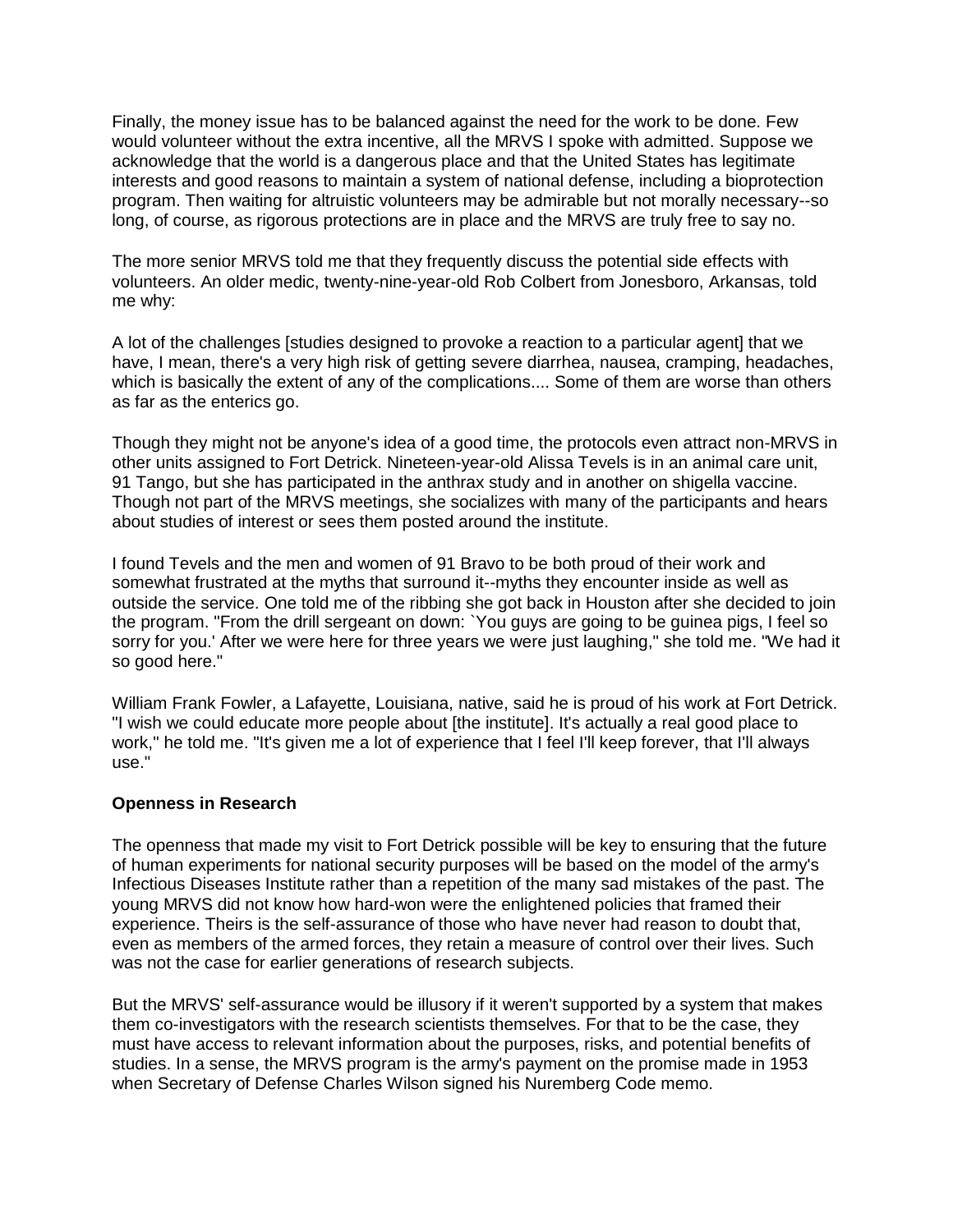Finally, the money issue has to be balanced against the need for the work to be done. Few would volunteer without the extra incentive, all the MRVS I spoke with admitted. Suppose we acknowledge that the world is a dangerous place and that the United States has legitimate interests and good reasons to maintain a system of national defense, including a bioprotection program. Then waiting for altruistic volunteers may be admirable but not morally necessary--so long, of course, as rigorous protections are in place and the MRVS are truly free to say no.

The more senior MRVS told me that they frequently discuss the potential side effects with volunteers. An older medic, twenty-nine-year-old Rob Colbert from Jonesboro, Arkansas, told me why:

A lot of the challenges [studies designed to provoke a reaction to a particular agent] that we have, I mean, there's a very high risk of getting severe diarrhea, nausea, cramping, headaches, which is basically the extent of any of the complications.... Some of them are worse than others as far as the enterics go.

Though they might not be anyone's idea of a good time, the protocols even attract non-MRVS in other units assigned to Fort Detrick. Nineteen-year-old Alissa Tevels is in an animal care unit, 91 Tango, but she has participated in the anthrax study and in another on shigella vaccine. Though not part of the MRVS meetings, she socializes with many of the participants and hears about studies of interest or sees them posted around the institute.

I found Tevels and the men and women of 91 Bravo to be both proud of their work and somewhat frustrated at the myths that surround it--myths they encounter inside as well as outside the service. One told me of the ribbing she got back in Houston after she decided to join the program. "From the drill sergeant on down: `You guys are going to be guinea pigs, I feel so sorry for you.' After we were here for three years we were just laughing," she told me. "We had it so good here."

William Frank Fowler, a Lafayette, Louisiana, native, said he is proud of his work at Fort Detrick. "I wish we could educate more people about [the institute]. It's actually a real good place to work," he told me. "It's given me a lot of experience that I feel I'll keep forever, that I'll always use."

**Openness in Research**

The openness that made my visit to Fort Detrick possible will be key to ensuring that the future of human experiments for national security purposes will be based on the model of the army's Infectious Diseases Institute rather than a repetition of the many sad mistakes of the past. The young MRVS did not know how hard-won were the enlightened policies that framed their experience. Theirs is the self-assurance of those who have never had reason to doubt that, even as members of the armed forces, they retain a measure of control over their lives. Such was not the case for earlier generations of research subjects.

But the MRVS' self-assurance would be illusory if it weren't supported by a system that makes them co-investigators with the research scientists themselves. For that to be the case, they must have access to relevant information about the purposes, risks, and potential benefits of studies. In a sense, the MRVS program is the army's payment on the promise made in 1953 when Secretary of Defense Charles Wilson signed his Nuremberg Code memo.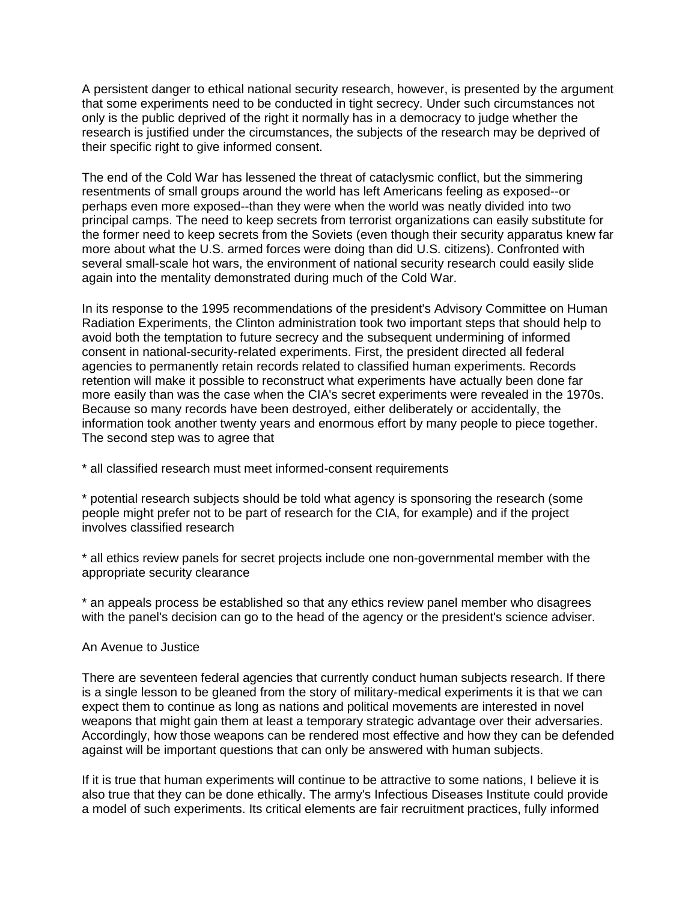A persistent danger to ethical national security research, however, is presented by the argument that some experiments need to be conducted in tight secrecy. Under such circumstances not only is the public deprived of the right it normally has in a democracy to judge whether the research is justified under the circumstances, the subjects of the research may be deprived of their specific right to give informed consent.

The end of the Cold War has lessened the threat of cataclysmic conflict, but the simmering resentments of small groups around the world has left Americans feeling as exposed--or perhaps even more exposed--than they were when the world was neatly divided into two principal camps. The need to keep secrets from terrorist organizations can easily substitute for the former need to keep secrets from the Soviets (even though their security apparatus knew far more about what the U.S. armed forces were doing than did U.S. citizens). Confronted with several small-scale hot wars, the environment of national security research could easily slide again into the mentality demonstrated during much of the Cold War.

In its response to the 1995 recommendations of the president's Advisory Committee on Human Radiation Experiments, the Clinton administration took two important steps that should help to avoid both the temptation to future secrecy and the subsequent undermining of informed consent in national-security-related experiments. First, the president directed all federal agencies to permanently retain records related to classified human experiments. Records retention will make it possible to reconstruct what experiments have actually been done far more easily than was the case when the CIA's secret experiments were revealed in the 1970s. Because so many records have been destroyed, either deliberately or accidentally, the information took another twenty years and enormous effort by many people to piece together. The second step was to agree that

* all classified research must meet informed-consent requirements

* potential research subjects should be told what agency is sponsoring the research (some people might prefer not to be part of research for the CIA, for example) and if the project involves classified research

* all ethics review panels for secret projects include one non-governmental member with the appropriate security clearance

* an appeals process be established so that any ethics review panel member who disagrees with the panel's decision can go to the head of the agency or the president's science adviser.

An Avenue to Justice

There are seventeen federal agencies that currently conduct human subjects research. If there is a single lesson to be gleaned from the story of military-medical experiments it is that we can expect them to continue as long as nations and political movements are interested in novel weapons that might gain them at least a temporary strategic advantage over their adversaries. Accordingly, how those weapons can be rendered most effective and how they can be defended against will be important questions that can only be answered with human subjects.

If it is true that human experiments will continue to be attractive to some nations, I believe it is also true that they can be done ethically. The army's Infectious Diseases Institute could provide a model of such experiments. Its critical elements are fair recruitment practices, fully informed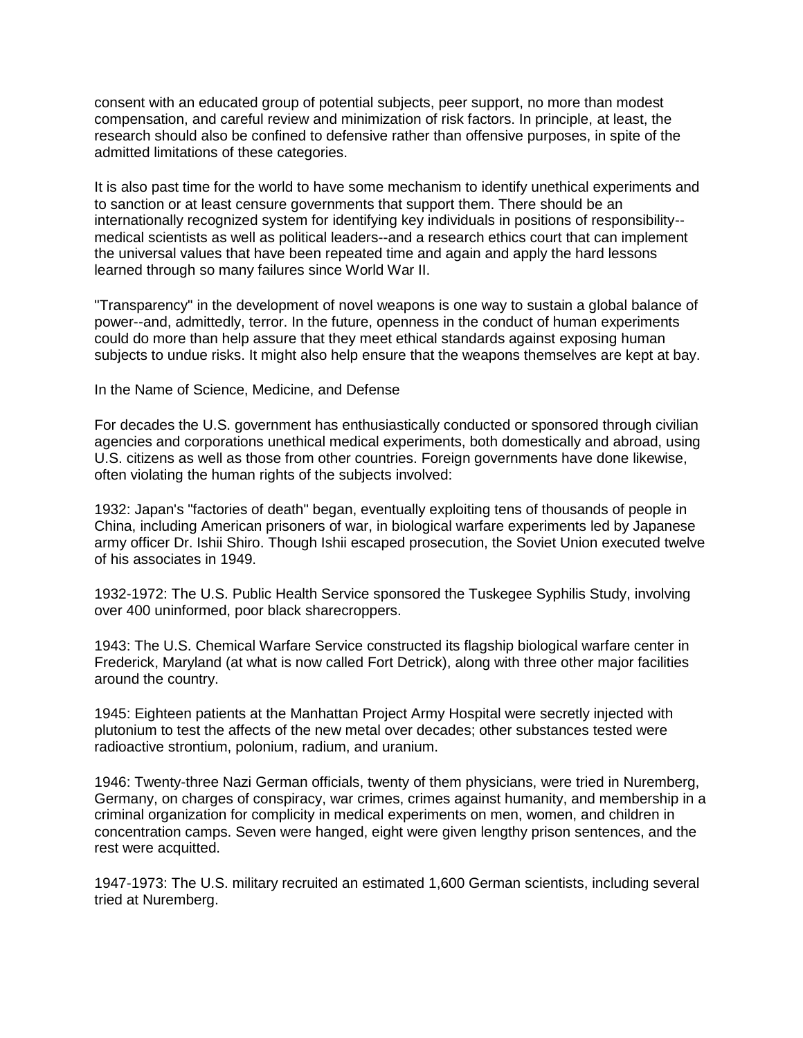consent with an educated group of potential subjects, peer support, no more than modest compensation, and careful review and minimization of risk factors. In principle, at least, the research should also be confined to defensive rather than offensive purposes, in spite of the admitted limitations of these categories.

It is also past time for the world to have some mechanism to identify unethical experiments and to sanction or at least censure governments that support them. There should be an internationally recognized system for identifying key individuals in positions of responsibility--medical scientists as well as political leaders--and a research ethics court that can implement the universal values that have been repeated time and again and apply the hard lessons learned through so many failures since World War II.

"Transparency" in the development of novel weapons is one way to sustain a global balance of power--and, admittedly, terror. In the future, openness in the conduct of human experiments could do more than help assure that they meet ethical standards against exposing human subjects to undue risks. It might also help ensure that the weapons themselves are kept at bay.

## In the Name of Science, Medicine, and Defense

For decades the U.S. government has enthusiastically conducted or sponsored through civilian agencies and corporations unethical medical experiments, both domestically and abroad, using U.S. citizens as well as those from other countries. Foreign governments have done likewise, often violating the human rights of the subjects involved:

1932: Japan's "factories of death" began, eventually exploiting tens of thousands of people in China, including American prisoners of war, in biological warfare experiments led by Japanese army officer Dr. Ishii Shiro. Though Ishii escaped prosecution, the Soviet Union executed twelve of his associates in 1949.

1932-1972: The U.S. Public Health Service sponsored the Tuskegee Syphilis Study, involving over 400 uninformed, poor black sharecroppers.

1943: The U.S. Chemical Warfare Service constructed its flagship biological warfare center in Frederick, Maryland (at what is now called Fort Detrick), along with three other major facilities around the country.

1945: Eighteen patients at the Manhattan Project Army Hospital were secretly injected with plutonium to test the affects of the new metal over decades; other substances tested were radioactive strontium, polonium, radium, and uranium.

1946: Twenty-three Nazi German officials, twenty of them physicians, were tried in Nuremberg, Germany, on charges of conspiracy, war crimes, crimes against humanity, and membership in a criminal organization for complicity in medical experiments on men, women, and children in concentration camps. Seven were hanged, eight were given lengthy prison sentences, and the rest were acquitted.

1947-1973: The U.S. military recruited an estimated 1,600 German scientists, including several tried at Nuremberg.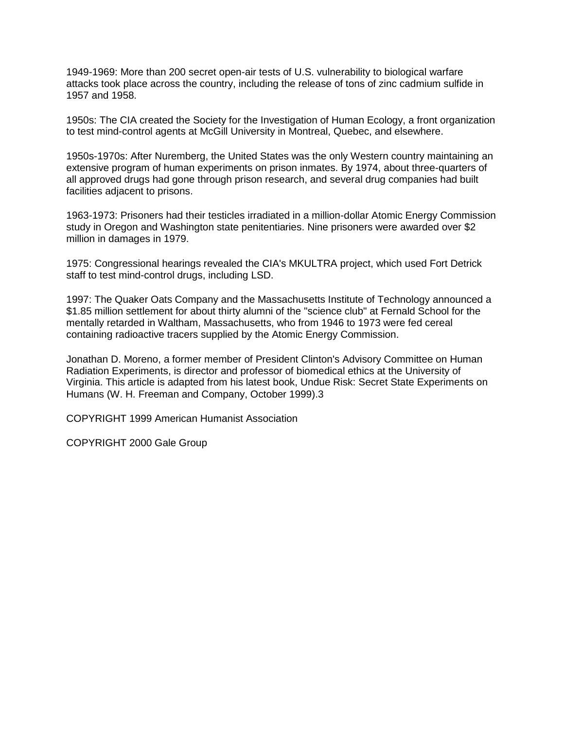1949-1969: More than 200 secret open-air tests of U.S. vulnerability to biological warfare attacks took place across the country, including the release of tons of zinc cadmium sulfide in 1957 and 1958.

1950s: The CIA created the Society for the Investigation of Human Ecology, a front organization to test mind-control agents at McGill University in Montreal, Quebec, and elsewhere.

1950s-1970s: After Nuremberg, the United States was the only Western country maintaining an extensive program of human experiments on prison inmates. By 1974, about three-quarters of all approved drugs had gone through prison research, and several drug companies had built facilities adjacent to prisons.

1963-1973: Prisoners had their testicles irradiated in a million-dollar Atomic Energy Commission study in Oregon and Washington state penitentiaries. Nine prisoners were awarded over $2 million in damages in 1979.

1975: Congressional hearings revealed the CIA's MKULTRA project, which used Fort Detrick staff to test mind-control drugs, including LSD.

1997: The Quaker Oats Company and the Massachusetts Institute of Technology announced a $1.85 million settlement for about thirty alumni of the "science club" at Fernald School for the mentally retarded in Waltham, Massachusetts, who from 1946 to 1973 were fed cereal containing radioactive tracers supplied by the Atomic Energy Commission.

Jonathan D. Moreno, a former member of President Clinton's Advisory Committee on Human Radiation Experiments, is director and professor of biomedical ethics at the University of Virginia. This article is adapted from his latest book, Undue Risk: Secret State Experiments on Humans (W. H. Freeman and Company, October 1999).3

COPYRIGHT 1999 American Humanist Association

COPYRIGHT 2000 Gale Group